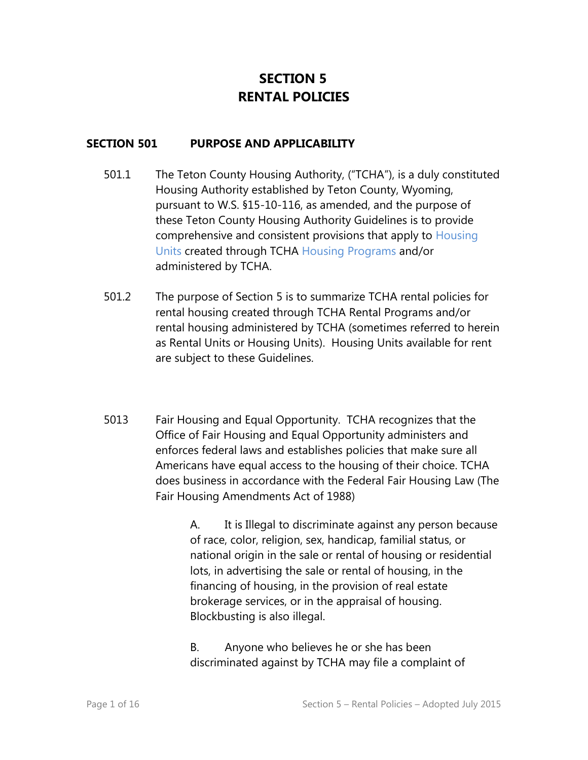# SECTION 5
# RENTAL POLICIES

## SECTION 501 PURPOSE AND APPLICABILITY

501.1 The Teton County Housing Authority, ("TCHA"), is a duly constituted Housing Authority established by Teton County, Wyoming, pursuant to W.S. §15-10-116, as amended, and the purpose of these Teton County Housing Authority Guidelines is to provide comprehensive and consistent provisions that apply to Housing Units created through TCHA Housing Programs and/or administered by TCHA.

501.2 The purpose of Section 5 is to summarize TCHA rental policies for rental housing created through TCHA Rental Programs and/or rental housing administered by TCHA (sometimes referred to herein as Rental Units or Housing Units). Housing Units available for rent are subject to these Guidelines.

5013 Fair Housing and Equal Opportunity. TCHA recognizes that the Office of Fair Housing and Equal Opportunity administers and enforces federal laws and establishes policies that make sure all Americans have equal access to the housing of their choice. TCHA does business in accordance with the Federal Fair Housing Law (The Fair Housing Amendments Act of 1988)

A. It is Illegal to discriminate against any person because of race, color, religion, sex, handicap, familial status, or national origin in the sale or rental of housing or residential lots, in advertising the sale or rental of housing, in the financing of housing, in the provision of real estate brokerage services, or in the appraisal of housing. Blockbusting is also illegal.

B. Anyone who believes he or she has been discriminated against by TCHA may file a complaint of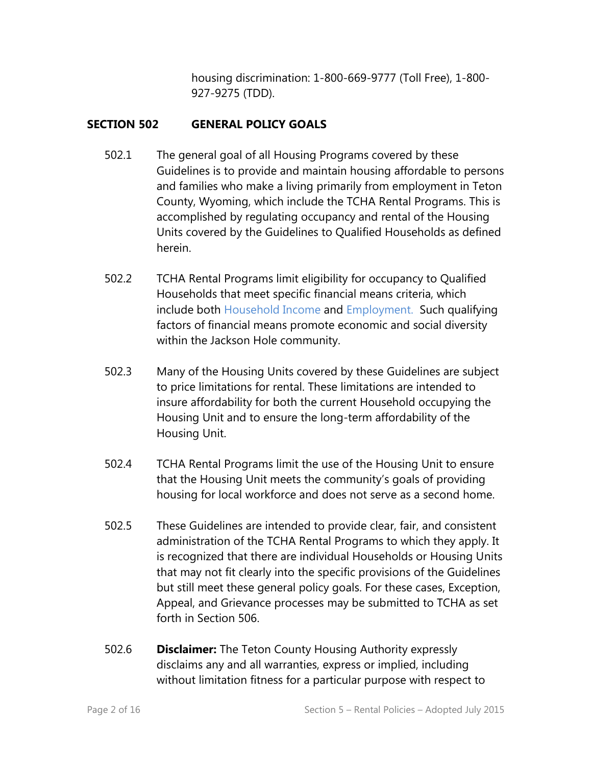housing discrimination: 1-800-669-9777 (Toll Free), 1-800-927-9275 (TDD).

## SECTION 502 GENERAL POLICY GOALS

502.1 The general goal of all Housing Programs covered by these Guidelines is to provide and maintain housing affordable to persons and families who make a living primarily from employment in Teton County, Wyoming, which include the TCHA Rental Programs. This is accomplished by regulating occupancy and rental of the Housing Units covered by the Guidelines to Qualified Households as defined herein.

502.2 TCHA Rental Programs limit eligibility for occupancy to Qualified Households that meet specific financial means criteria, which include both Household Income and Employment. Such qualifying factors of financial means promote economic and social diversity within the Jackson Hole community.

502.3 Many of the Housing Units covered by these Guidelines are subject to price limitations for rental. These limitations are intended to insure affordability for both the current Household occupying the Housing Unit and to ensure the long-term affordability of the Housing Unit.

502.4 TCHA Rental Programs limit the use of the Housing Unit to ensure that the Housing Unit meets the community's goals of providing housing for local workforce and does not serve as a second home.

502.5 These Guidelines are intended to provide clear, fair, and consistent administration of the TCHA Rental Programs to which they apply. It is recognized that there are individual Households or Housing Units that may not fit clearly into the specific provisions of the Guidelines but still meet these general policy goals. For these cases, Exception, Appeal, and Grievance processes may be submitted to TCHA as set forth in Section 506.

502.6 **Disclaimer:** The Teton County Housing Authority expressly disclaims any and all warranties, express or implied, including without limitation fitness for a particular purpose with respect to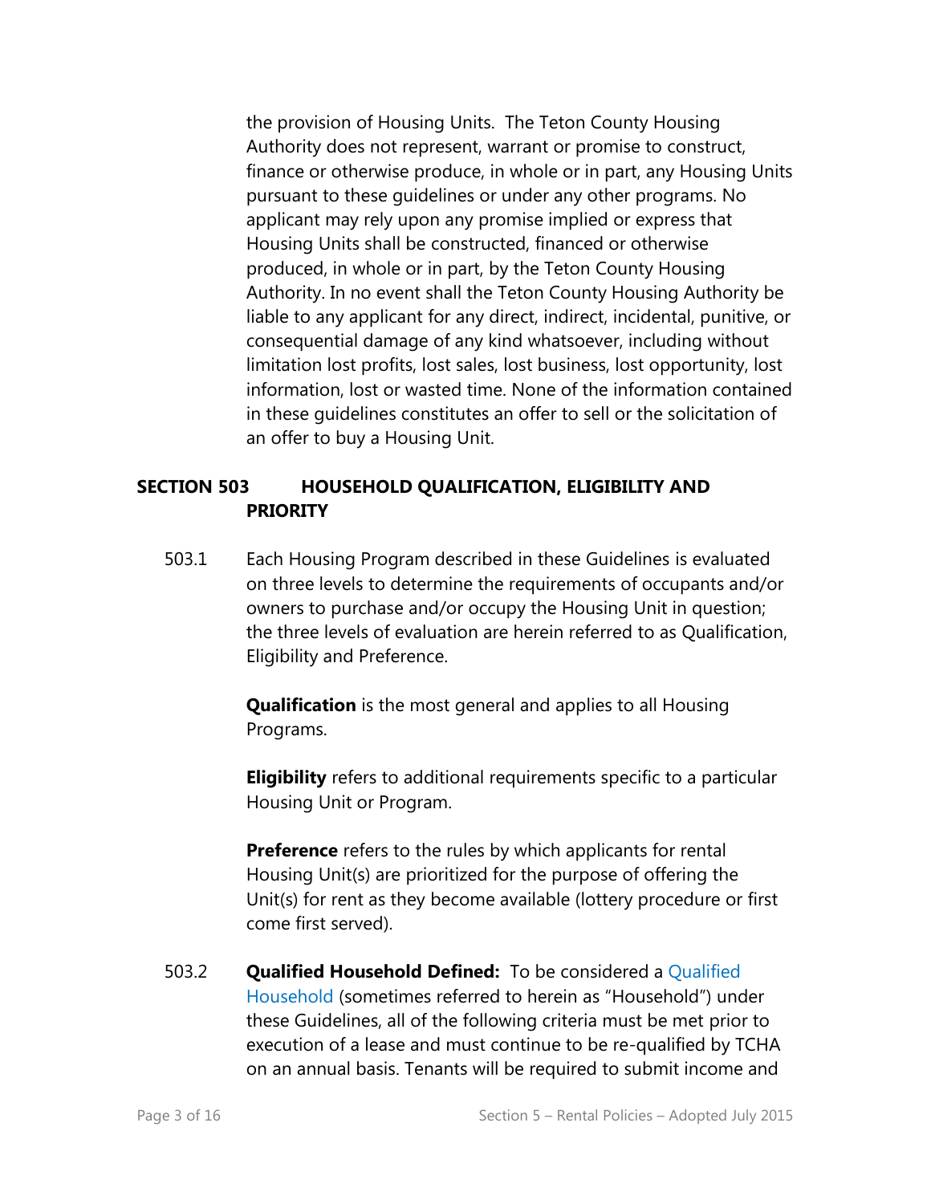the provision of Housing Units. The Teton County Housing Authority does not represent, warrant or promise to construct, finance or otherwise produce, in whole or in part, any Housing Units pursuant to these guidelines or under any other programs. No applicant may rely upon any promise implied or express that Housing Units shall be constructed, financed or otherwise produced, in whole or in part, by the Teton County Housing Authority. In no event shall the Teton County Housing Authority be liable to any applicant for any direct, indirect, incidental, punitive, or consequential damage of any kind whatsoever, including without limitation lost profits, lost sales, lost business, lost opportunity, lost information, lost or wasted time. None of the information contained in these guidelines constitutes an offer to sell or the solicitation of an offer to buy a Housing Unit.

## SECTION 503 HOUSEHOLD QUALIFICATION, ELIGIBILITY AND PRIORITY

503.1 Each Housing Program described in these Guidelines is evaluated on three levels to determine the requirements of occupants and/or owners to purchase and/or occupy the Housing Unit in question; the three levels of evaluation are herein referred to as Qualification, Eligibility and Preference.

**Qualification** is the most general and applies to all Housing Programs.

**Eligibility** refers to additional requirements specific to a particular Housing Unit or Program.

**Preference** refers to the rules by which applicants for rental Housing Unit(s) are prioritized for the purpose of offering the Unit(s) for rent as they become available (lottery procedure or first come first served).

503.2 **Qualified Household Defined:** To be considered a Qualified Household (sometimes referred to herein as "Household") under these Guidelines, all of the following criteria must be met prior to execution of a lease and must continue to be re-qualified by TCHA on an annual basis. Tenants will be required to submit income and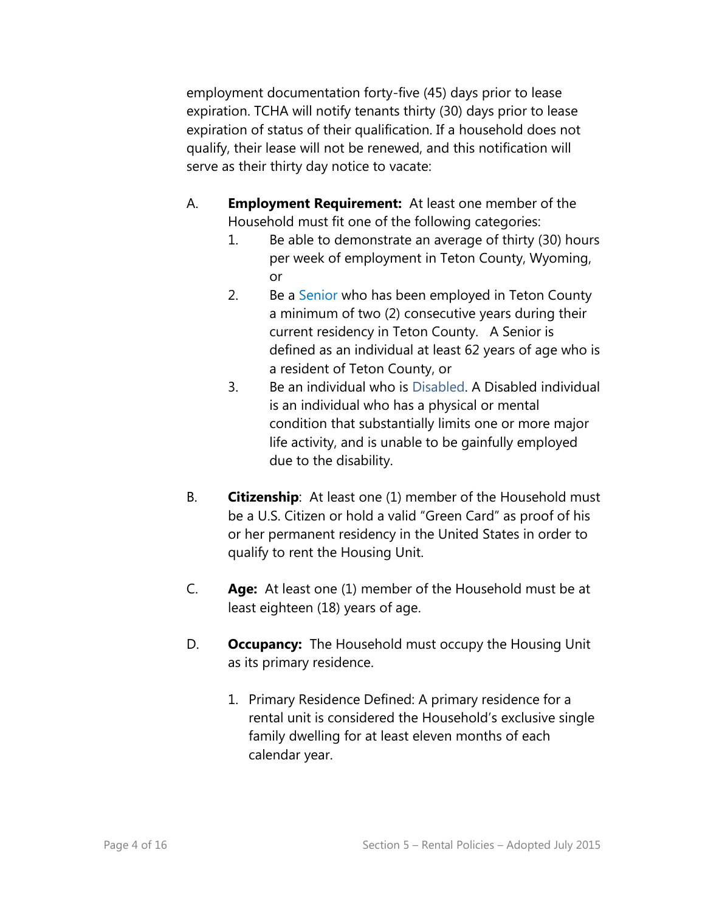employment documentation forty-five (45) days prior to lease expiration. TCHA will notify tenants thirty (30) days prior to lease expiration of status of their qualification. If a household does not qualify, their lease will not be renewed, and this notification will serve as their thirty day notice to vacate:

A. **Employment Requirement:** At least one member of the Household must fit one of the following categories:

   1. Be able to demonstrate an average of thirty (30) hours per week of employment in Teton County, Wyoming, or
   2. Be a Senior who has been employed in Teton County a minimum of two (2) consecutive years during their current residency in Teton County. A Senior is defined as an individual at least 62 years of age who is a resident of Teton County, or
   3. Be an individual who is Disabled. A Disabled individual is an individual who has a physical or mental condition that substantially limits one or more major life activity, and is unable to be gainfully employed due to the disability.

B. **Citizenship**: At least one (1) member of the Household must be a U.S. Citizen or hold a valid "Green Card" as proof of his or her permanent residency in the United States in order to qualify to rent the Housing Unit.

C. **Age:** At least one (1) member of the Household must be at least eighteen (18) years of age.

D. **Occupancy:** The Household must occupy the Housing Unit as its primary residence.

   1. Primary Residence Defined: A primary residence for a rental unit is considered the Household's exclusive single family dwelling for at least eleven months of each calendar year.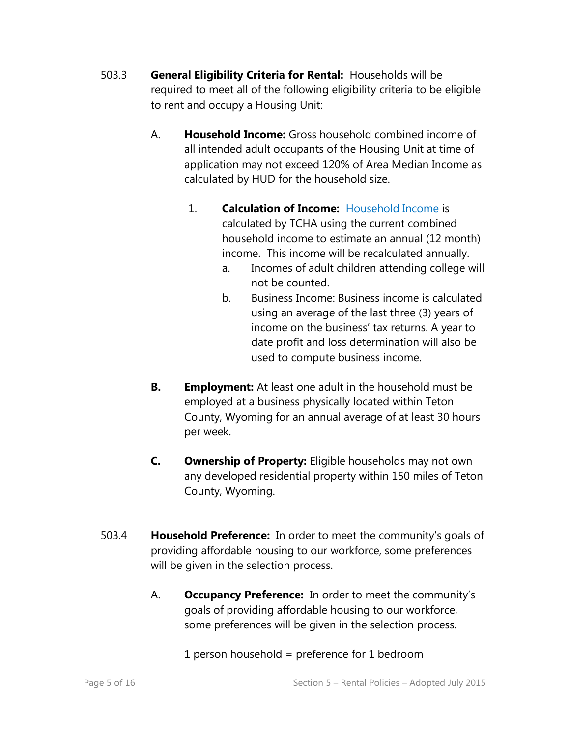503.3 **General Eligibility Criteria for Rental:** Households will be required to meet all of the following eligibility criteria to be eligible to rent and occupy a Housing Unit:

A. **Household Income:** Gross household combined income of all intended adult occupants of the Housing Unit at time of application may not exceed 120% of Area Median Income as calculated by HUD for the household size.

1. **Calculation of Income:** Household Income is calculated by TCHA using the current combined household income to estimate an annual (12 month) income. This income will be recalculated annually.
    a. Incomes of adult children attending college will not be counted.
    b. Business Income: Business income is calculated using an average of the last three (3) years of income on the business' tax returns. A year to date profit and loss determination will also be used to compute business income.

**B.** **Employment:** At least one adult in the household must be employed at a business physically located within Teton County, Wyoming for an annual average of at least 30 hours per week.

**C.** **Ownership of Property:** Eligible households may not own any developed residential property within 150 miles of Teton County, Wyoming.

503.4 **Household Preference:** In order to meet the community's goals of providing affordable housing to our workforce, some preferences will be given in the selection process.

A. **Occupancy Preference:** In order to meet the community's goals of providing affordable housing to our workforce, some preferences will be given in the selection process.

1 person household = preference for 1 bedroom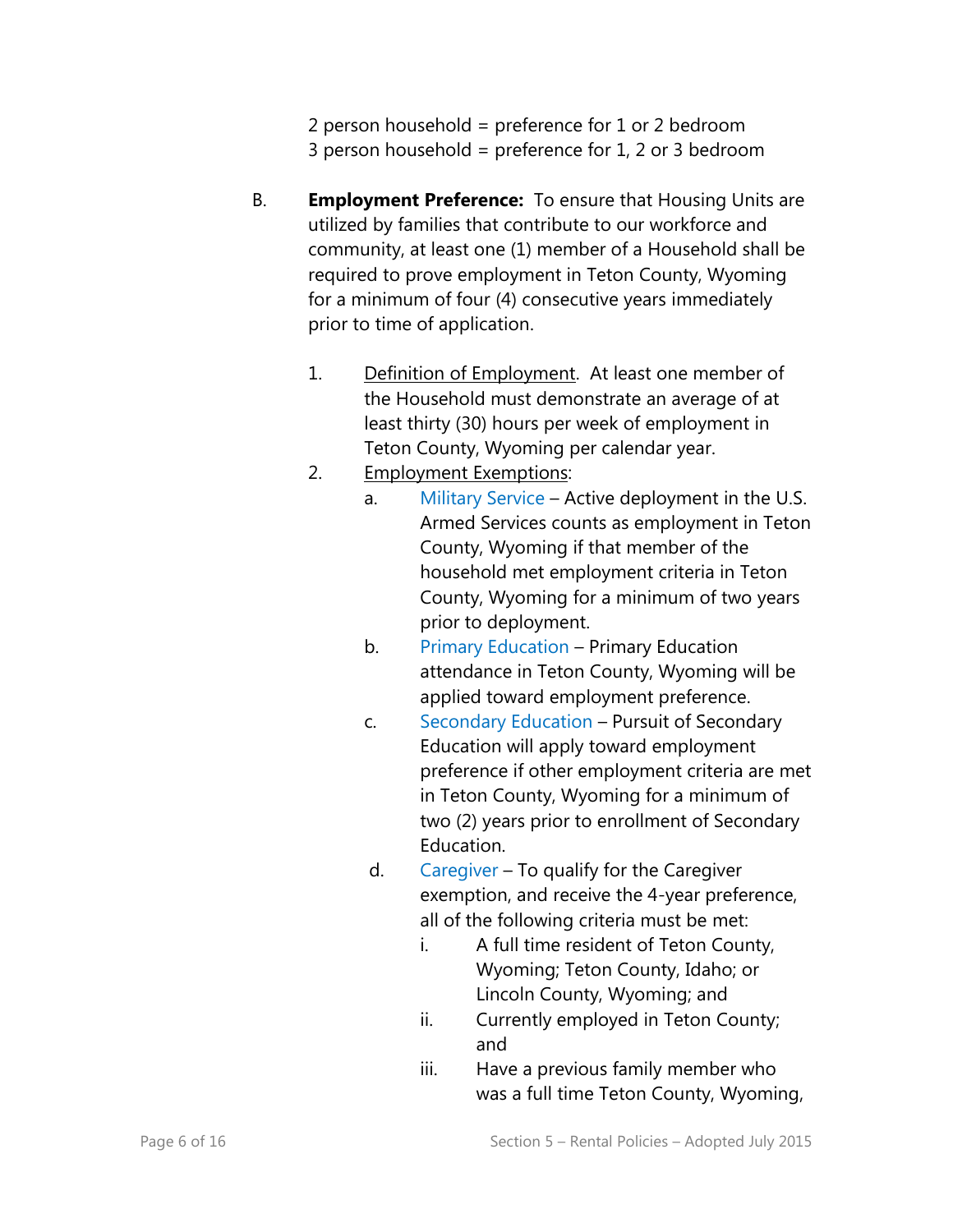2 person household = preference for 1 or 2 bedroom
3 person household = preference for 1, 2 or 3 bedroom

B. **Employment Preference:** To ensure that Housing Units are utilized by families that contribute to our workforce and community, at least one (1) member of a Household shall be required to prove employment in Teton County, Wyoming for a minimum of four (4) consecutive years immediately prior to time of application.

1. Definition of Employment. At least one member of the Household must demonstrate an average of at least thirty (30) hours per week of employment in Teton County, Wyoming per calendar year.
2. Employment Exemptions:
   a. Military Service – Active deployment in the U.S. Armed Services counts as employment in Teton County, Wyoming if that member of the household met employment criteria in Teton County, Wyoming for a minimum of two years prior to deployment.
   b. Primary Education – Primary Education attendance in Teton County, Wyoming will be applied toward employment preference.
   c. Secondary Education – Pursuit of Secondary Education will apply toward employment preference if other employment criteria are met in Teton County, Wyoming for a minimum of two (2) years prior to enrollment of Secondary Education.
   d. Caregiver – To qualify for the Caregiver exemption, and receive the 4-year preference, all of the following criteria must be met:
      i. A full time resident of Teton County, Wyoming; Teton County, Idaho; or Lincoln County, Wyoming; and
      ii. Currently employed in Teton County; and
      iii. Have a previous family member who was a full time Teton County, Wyoming,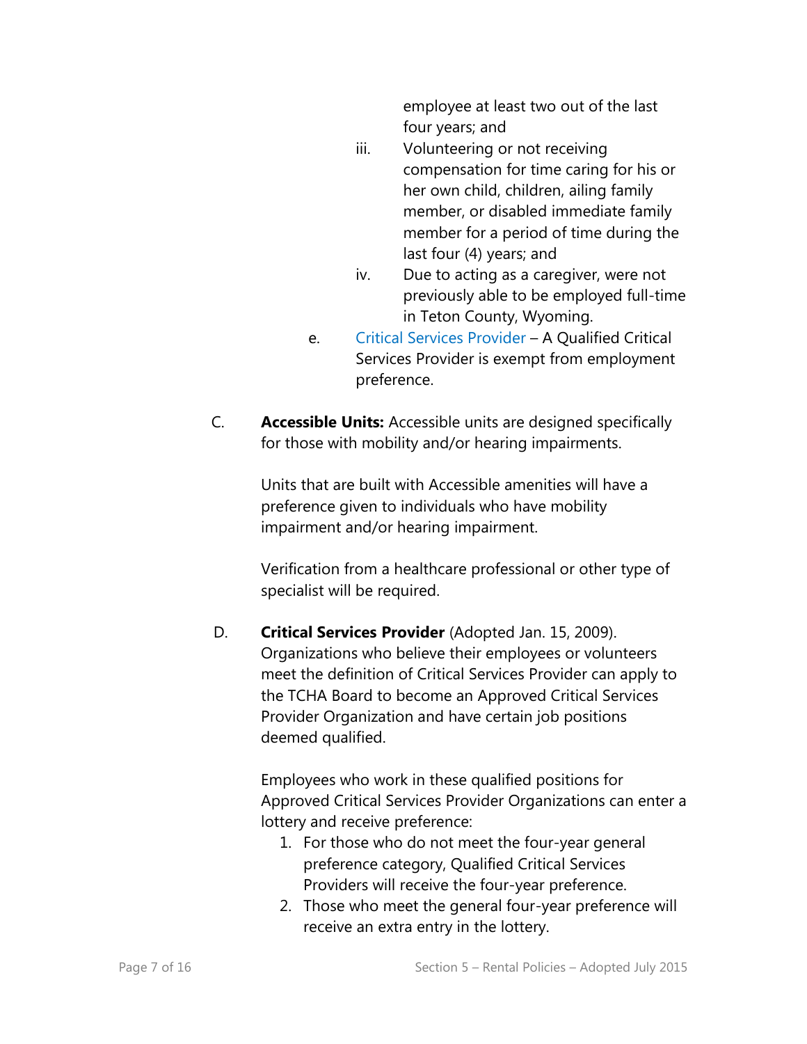employee at least two out of the last four years; and

iii. Volunteering or not receiving compensation for time caring for his or her own child, children, ailing family member, or disabled immediate family member for a period of time during the last four (4) years; and

iv. Due to acting as a caregiver, were not previously able to be employed full-time in Teton County, Wyoming.

e. Critical Services Provider – A Qualified Critical Services Provider is exempt from employment preference.

C. **Accessible Units:** Accessible units are designed specifically for those with mobility and/or hearing impairments.

Units that are built with Accessible amenities will have a preference given to individuals who have mobility impairment and/or hearing impairment.

Verification from a healthcare professional or other type of specialist will be required.

D. **Critical Services Provider** (Adopted Jan. 15, 2009). Organizations who believe their employees or volunteers meet the definition of Critical Services Provider can apply to the TCHA Board to become an Approved Critical Services Provider Organization and have certain job positions deemed qualified.

Employees who work in these qualified positions for Approved Critical Services Provider Organizations can enter a lottery and receive preference:

1. For those who do not meet the four-year general preference category, Qualified Critical Services Providers will receive the four-year preference.
2. Those who meet the general four-year preference will receive an extra entry in the lottery.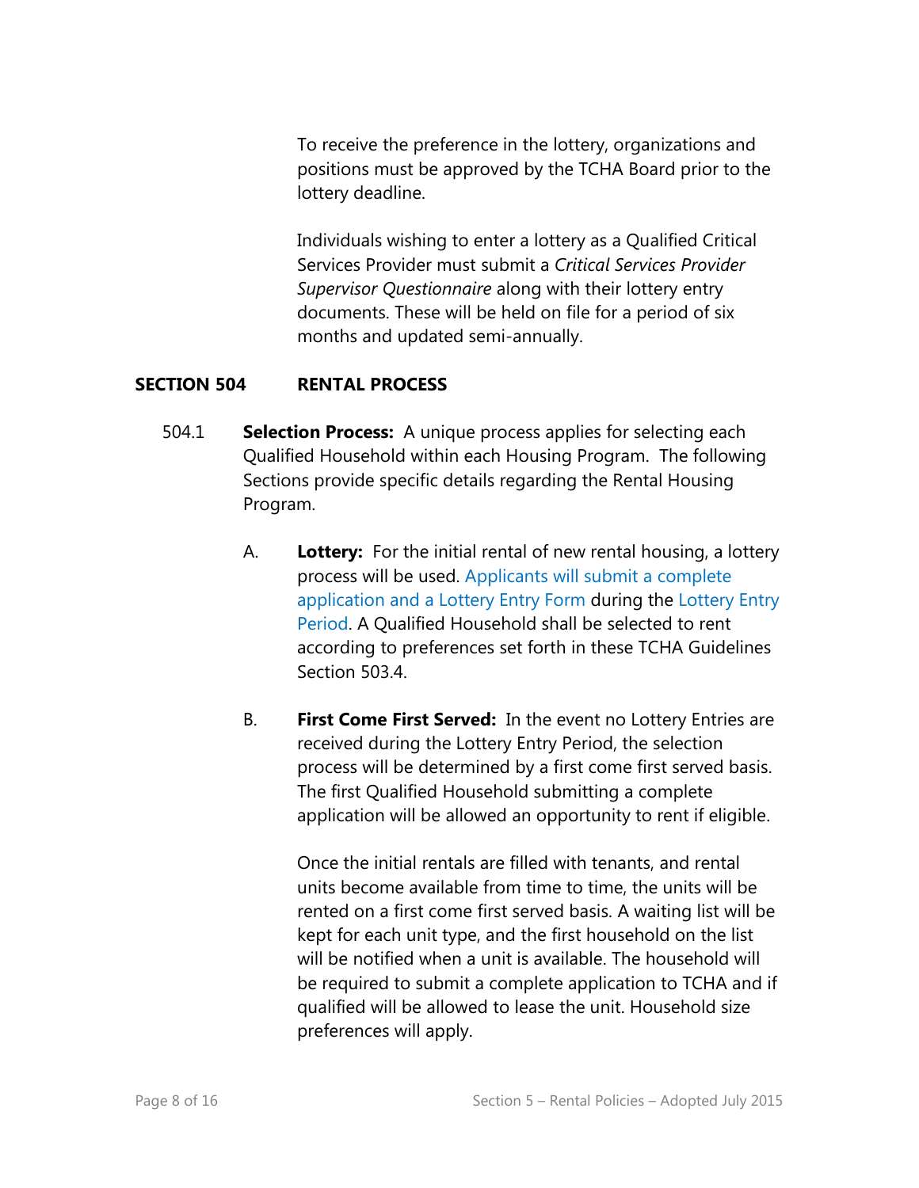To receive the preference in the lottery, organizations and positions must be approved by the TCHA Board prior to the lottery deadline.

Individuals wishing to enter a lottery as a Qualified Critical Services Provider must submit a *Critical Services Provider Supervisor Questionnaire* along with their lottery entry documents. These will be held on file for a period of six months and updated semi-annually.

## SECTION 504 RENTAL PROCESS

504.1 **Selection Process:** A unique process applies for selecting each Qualified Household within each Housing Program. The following Sections provide specific details regarding the Rental Housing Program.

A. **Lottery:** For the initial rental of new rental housing, a lottery process will be used. Applicants will submit a complete application and a Lottery Entry Form during the Lottery Entry Period. A Qualified Household shall be selected to rent according to preferences set forth in these TCHA Guidelines Section 503.4.

B. **First Come First Served:** In the event no Lottery Entries are received during the Lottery Entry Period, the selection process will be determined by a first come first served basis. The first Qualified Household submitting a complete application will be allowed an opportunity to rent if eligible.

Once the initial rentals are filled with tenants, and rental units become available from time to time, the units will be rented on a first come first served basis. A waiting list will be kept for each unit type, and the first household on the list will be notified when a unit is available. The household will be required to submit a complete application to TCHA and if qualified will be allowed to lease the unit. Household size preferences will apply.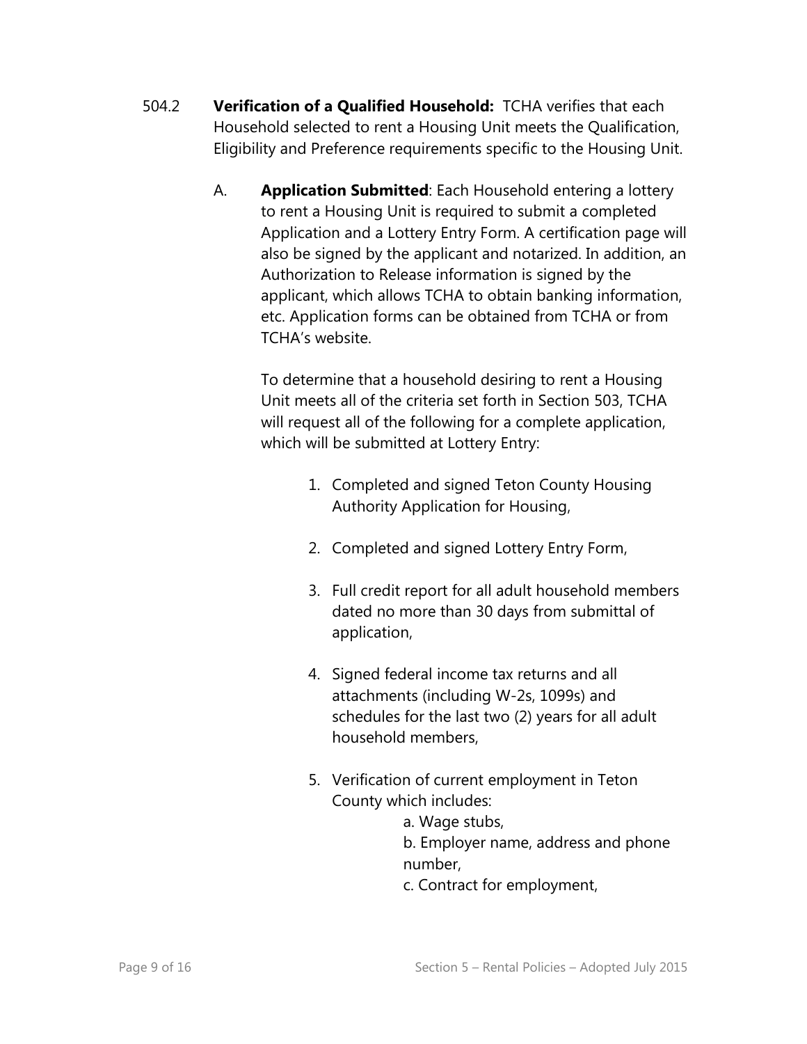504.2 **Verification of a Qualified Household:** TCHA verifies that each Household selected to rent a Housing Unit meets the Qualification, Eligibility and Preference requirements specific to the Housing Unit.

A. **Application Submitted**: Each Household entering a lottery to rent a Housing Unit is required to submit a completed Application and a Lottery Entry Form. A certification page will also be signed by the applicant and notarized. In addition, an Authorization to Release information is signed by the applicant, which allows TCHA to obtain banking information, etc. Application forms can be obtained from TCHA or from TCHA's website.

To determine that a household desiring to rent a Housing Unit meets all of the criteria set forth in Section 503, TCHA will request all of the following for a complete application, which will be submitted at Lottery Entry:

1. Completed and signed Teton County Housing Authority Application for Housing,
2. Completed and signed Lottery Entry Form,
3. Full credit report for all adult household members dated no more than 30 days from submittal of application,
4. Signed federal income tax returns and all attachments (including W-2s, 1099s) and schedules for the last two (2) years for all adult household members,
5. Verification of current employment in Teton County which includes:
   a. Wage stubs,
   b. Employer name, address and phone number,
   c. Contract for employment,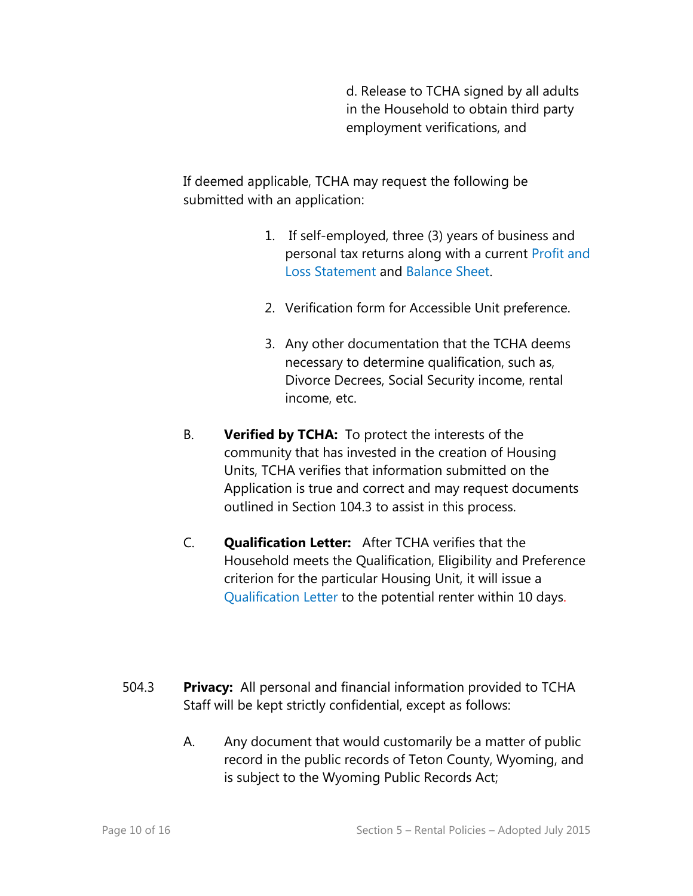d. Release to TCHA signed by all adults in the Household to obtain third party employment verifications, and

If deemed applicable, TCHA may request the following be submitted with an application:

1. If self-employed, three (3) years of business and personal tax returns along with a current Profit and Loss Statement and Balance Sheet.

2. Verification form for Accessible Unit preference.

3. Any other documentation that the TCHA deems necessary to determine qualification, such as, Divorce Decrees, Social Security income, rental income, etc.

B. **Verified by TCHA:** To protect the interests of the community that has invested in the creation of Housing Units, TCHA verifies that information submitted on the Application is true and correct and may request documents outlined in Section 104.3 to assist in this process.

C. **Qualification Letter:** After TCHA verifies that the Household meets the Qualification, Eligibility and Preference criterion for the particular Housing Unit, it will issue a Qualification Letter to the potential renter within 10 days.

504.3 **Privacy:** All personal and financial information provided to TCHA Staff will be kept strictly confidential, except as follows:

A. Any document that would customarily be a matter of public record in the public records of Teton County, Wyoming, and is subject to the Wyoming Public Records Act;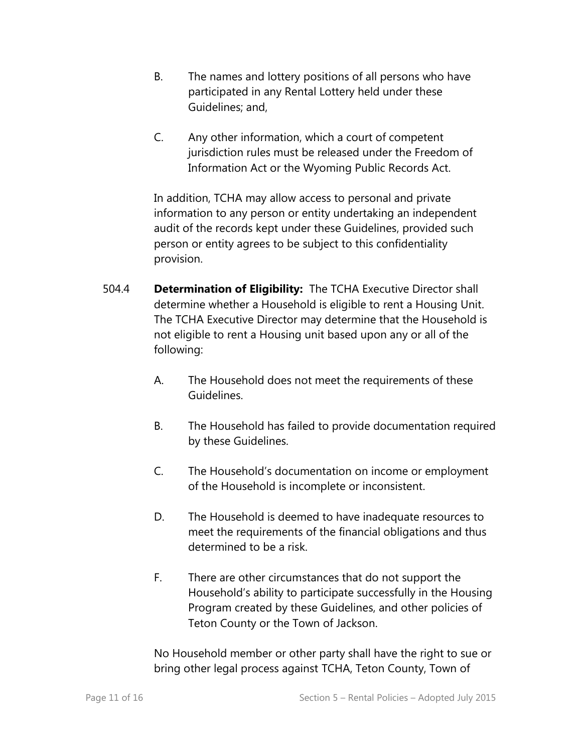B. The names and lottery positions of all persons who have participated in any Rental Lottery held under these Guidelines; and,

C. Any other information, which a court of competent jurisdiction rules must be released under the Freedom of Information Act or the Wyoming Public Records Act.

In addition, TCHA may allow access to personal and private information to any person or entity undertaking an independent audit of the records kept under these Guidelines, provided such person or entity agrees to be subject to this confidentiality provision.

504.4 **Determination of Eligibility:** The TCHA Executive Director shall determine whether a Household is eligible to rent a Housing Unit. The TCHA Executive Director may determine that the Household is not eligible to rent a Housing unit based upon any or all of the following:

A. The Household does not meet the requirements of these Guidelines.

B. The Household has failed to provide documentation required by these Guidelines.

C. The Household's documentation on income or employment of the Household is incomplete or inconsistent.

D. The Household is deemed to have inadequate resources to meet the requirements of the financial obligations and thus determined to be a risk.

F. There are other circumstances that do not support the Household's ability to participate successfully in the Housing Program created by these Guidelines, and other policies of Teton County or the Town of Jackson.

No Household member or other party shall have the right to sue or bring other legal process against TCHA, Teton County, Town of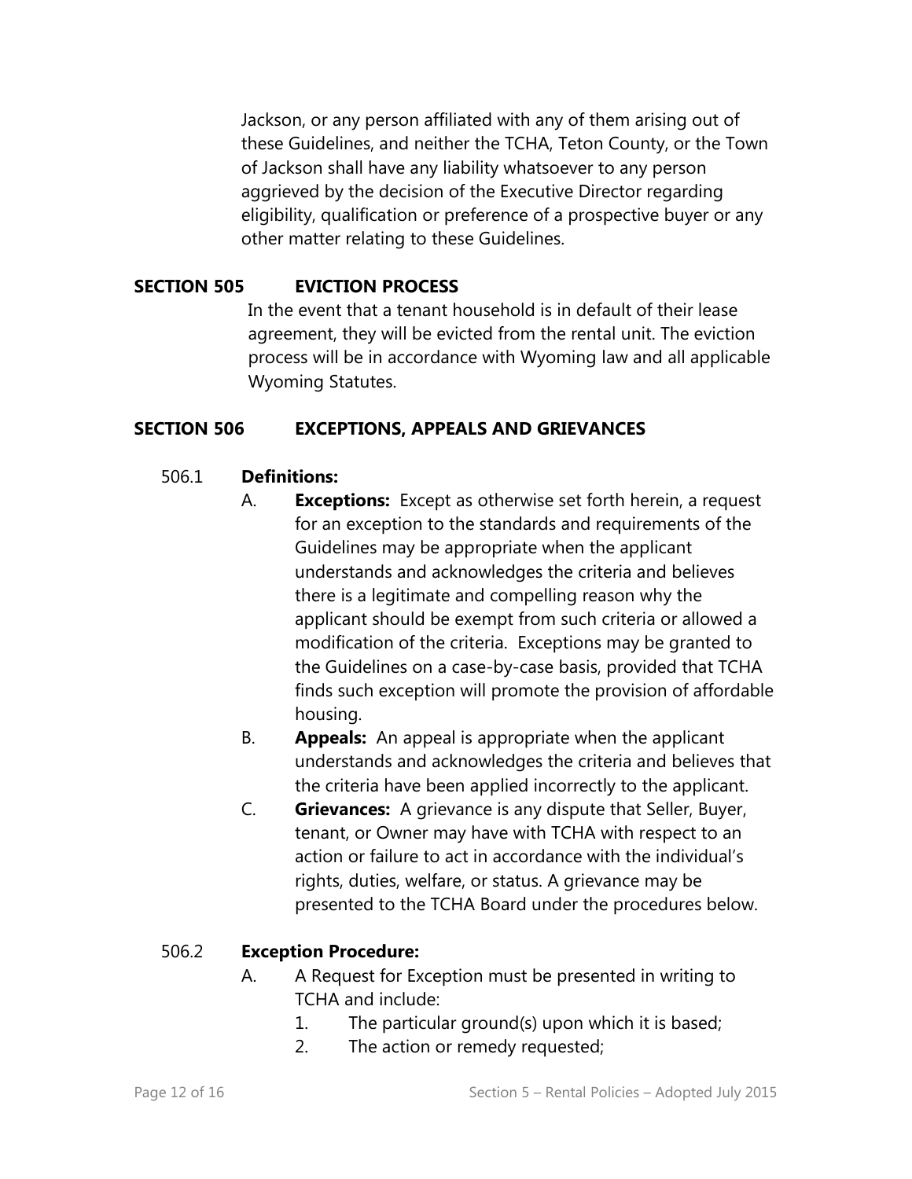Jackson, or any person affiliated with any of them arising out of these Guidelines, and neither the TCHA, Teton County, or the Town of Jackson shall have any liability whatsoever to any person aggrieved by the decision of the Executive Director regarding eligibility, qualification or preference of a prospective buyer or any other matter relating to these Guidelines.

## SECTION 505 EVICTION PROCESS

In the event that a tenant household is in default of their lease agreement, they will be evicted from the rental unit. The eviction process will be in accordance with Wyoming law and all applicable Wyoming Statutes.

## SECTION 506 EXCEPTIONS, APPEALS AND GRIEVANCES

### 506.1 Definitions:

A. **Exceptions:** Except as otherwise set forth herein, a request for an exception to the standards and requirements of the Guidelines may be appropriate when the applicant understands and acknowledges the criteria and believes there is a legitimate and compelling reason why the applicant should be exempt from such criteria or allowed a modification of the criteria. Exceptions may be granted to the Guidelines on a case-by-case basis, provided that TCHA finds such exception will promote the provision of affordable housing.

B. **Appeals:** An appeal is appropriate when the applicant understands and acknowledges the criteria and believes that the criteria have been applied incorrectly to the applicant.

C. **Grievances:** A grievance is any dispute that Seller, Buyer, tenant, or Owner may have with TCHA with respect to an action or failure to act in accordance with the individual's rights, duties, welfare, or status. A grievance may be presented to the TCHA Board under the procedures below.

### 506.2 Exception Procedure:

A. A Request for Exception must be presented in writing to TCHA and include:

1. The particular ground(s) upon which it is based;
2. The action or remedy requested;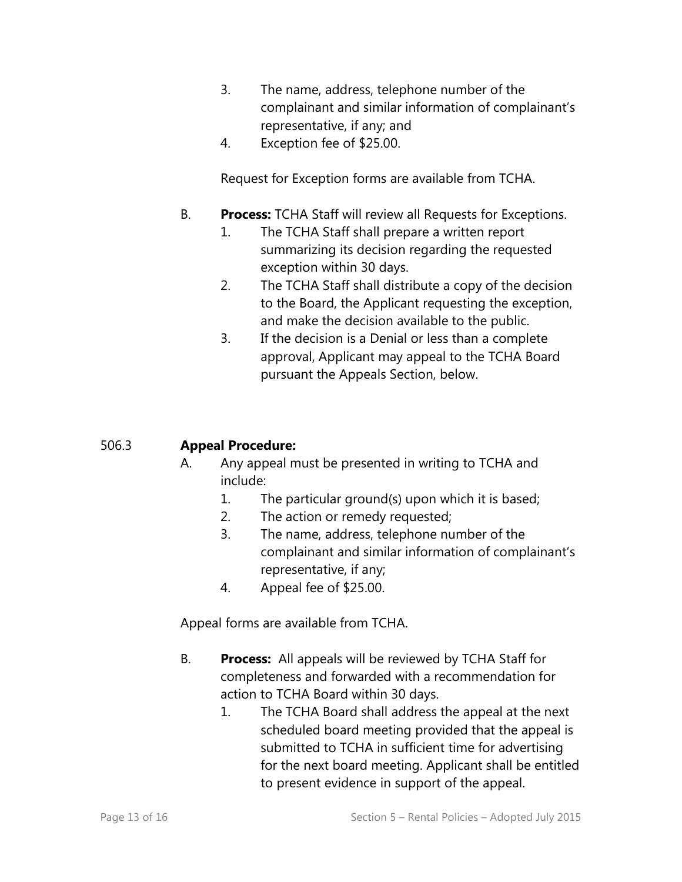3. The name, address, telephone number of the complainant and similar information of complainant's representative, if any; and
4. Exception fee of $25.00.

Request for Exception forms are available from TCHA.

B. **Process:** TCHA Staff will review all Requests for Exceptions.

1. The TCHA Staff shall prepare a written report summarizing its decision regarding the requested exception within 30 days.
2. The TCHA Staff shall distribute a copy of the decision to the Board, the Applicant requesting the exception, and make the decision available to the public.
3. If the decision is a Denial or less than a complete approval, Applicant may appeal to the TCHA Board pursuant the Appeals Section, below.

506.3 **Appeal Procedure:**

A. Any appeal must be presented in writing to TCHA and include:

1. The particular ground(s) upon which it is based;
2. The action or remedy requested;
3. The name, address, telephone number of the complainant and similar information of complainant's representative, if any;
4. Appeal fee of $25.00.

Appeal forms are available from TCHA.

B. **Process:** All appeals will be reviewed by TCHA Staff for completeness and forwarded with a recommendation for action to TCHA Board within 30 days.

1. The TCHA Board shall address the appeal at the next scheduled board meeting provided that the appeal is submitted to TCHA in sufficient time for advertising for the next board meeting. Applicant shall be entitled to present evidence in support of the appeal.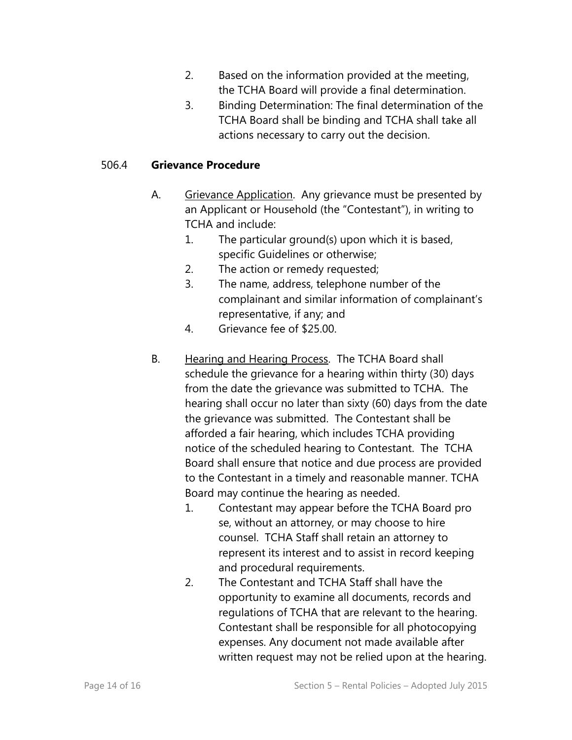2. Based on the information provided at the meeting, the TCHA Board will provide a final determination.
3. Binding Determination: The final determination of the TCHA Board shall be binding and TCHA shall take all actions necessary to carry out the decision.

### 506.4 **Grievance Procedure**

A. Grievance Application. Any grievance must be presented by an Applicant or Household (the "Contestant"), in writing to TCHA and include:

1. The particular ground(s) upon which it is based, specific Guidelines or otherwise;
2. The action or remedy requested;
3. The name, address, telephone number of the complainant and similar information of complainant's representative, if any; and
4. Grievance fee of $25.00.

B. Hearing and Hearing Process. The TCHA Board shall schedule the grievance for a hearing within thirty (30) days from the date the grievance was submitted to TCHA. The hearing shall occur no later than sixty (60) days from the date the grievance was submitted. The Contestant shall be afforded a fair hearing, which includes TCHA providing notice of the scheduled hearing to Contestant. The TCHA Board shall ensure that notice and due process are provided to the Contestant in a timely and reasonable manner. TCHA Board may continue the hearing as needed.

1. Contestant may appear before the TCHA Board pro se, without an attorney, or may choose to hire counsel. TCHA Staff shall retain an attorney to represent its interest and to assist in record keeping and procedural requirements.
2. The Contestant and TCHA Staff shall have the opportunity to examine all documents, records and regulations of TCHA that are relevant to the hearing. Contestant shall be responsible for all photocopying expenses. Any document not made available after written request may not be relied upon at the hearing.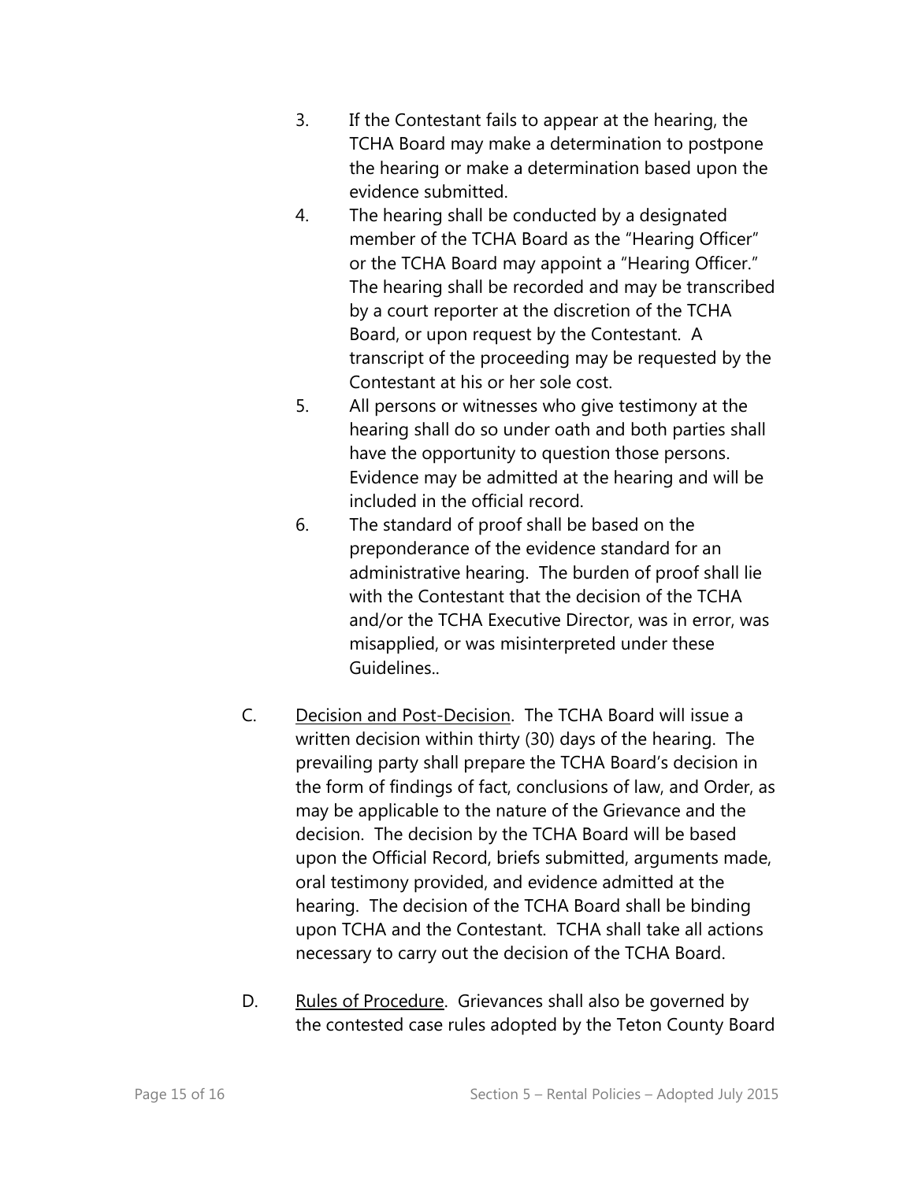3. If the Contestant fails to appear at the hearing, the TCHA Board may make a determination to postpone the hearing or make a determination based upon the evidence submitted.
4. The hearing shall be conducted by a designated member of the TCHA Board as the "Hearing Officer" or the TCHA Board may appoint a "Hearing Officer." The hearing shall be recorded and may be transcribed by a court reporter at the discretion of the TCHA Board, or upon request by the Contestant. A transcript of the proceeding may be requested by the Contestant at his or her sole cost.
5. All persons or witnesses who give testimony at the hearing shall do so under oath and both parties shall have the opportunity to question those persons. Evidence may be admitted at the hearing and will be included in the official record.
6. The standard of proof shall be based on the preponderance of the evidence standard for an administrative hearing. The burden of proof shall lie with the Contestant that the decision of the TCHA and/or the TCHA Executive Director, was in error, was misapplied, or was misinterpreted under these Guidelines..

C. Decision and Post-Decision. The TCHA Board will issue a written decision within thirty (30) days of the hearing. The prevailing party shall prepare the TCHA Board's decision in the form of findings of fact, conclusions of law, and Order, as may be applicable to the nature of the Grievance and the decision. The decision by the TCHA Board will be based upon the Official Record, briefs submitted, arguments made, oral testimony provided, and evidence admitted at the hearing. The decision of the TCHA Board shall be binding upon TCHA and the Contestant. TCHA shall take all actions necessary to carry out the decision of the TCHA Board.

D. Rules of Procedure. Grievances shall also be governed by the contested case rules adopted by the Teton County Board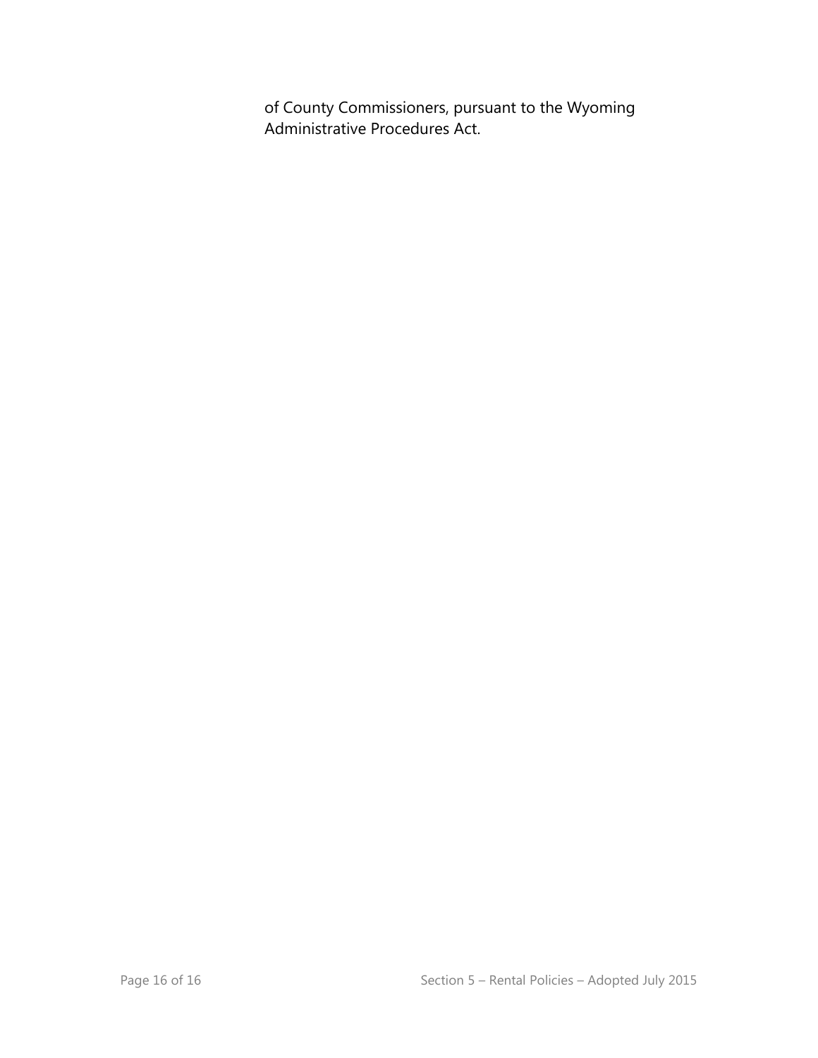of County Commissioners, pursuant to the Wyoming Administrative Procedures Act.